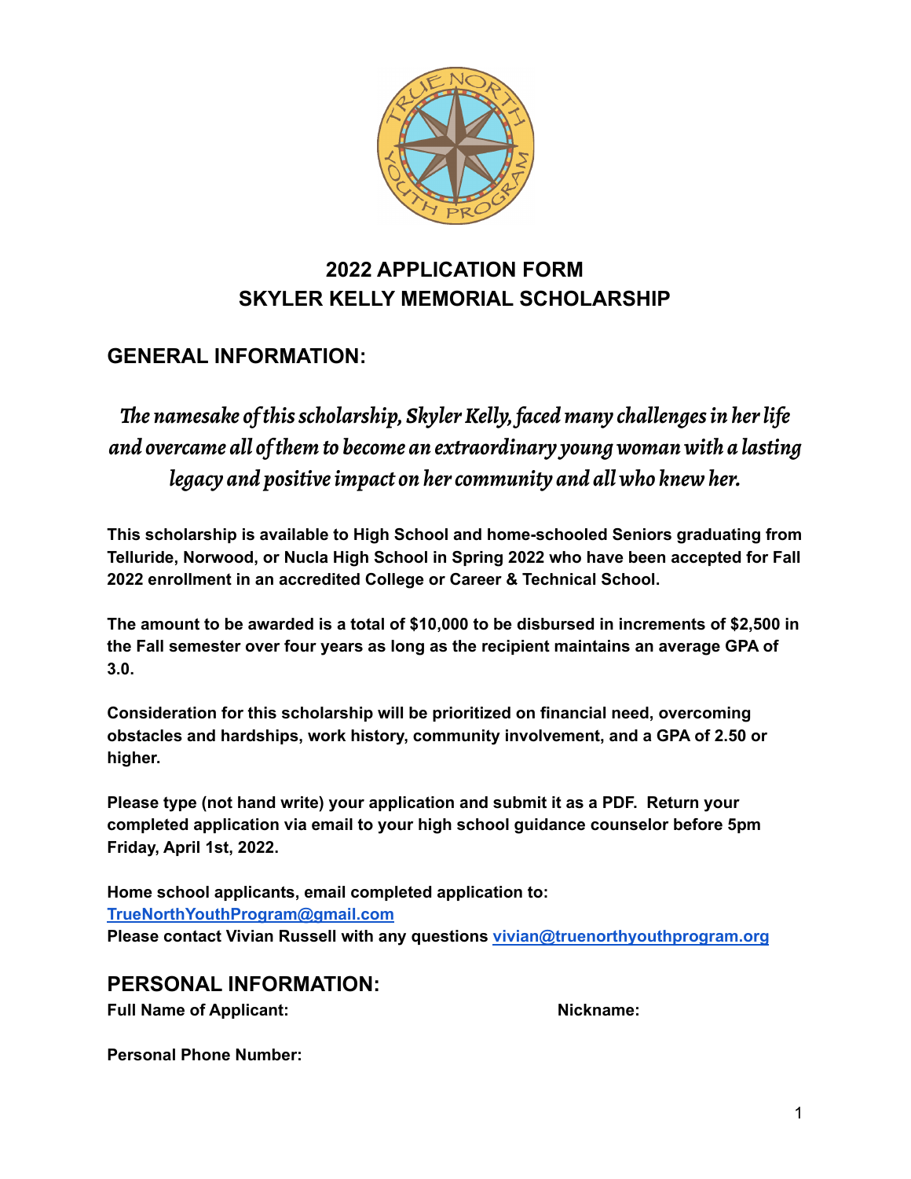# 2022 APPLICATION FORM
# SKYLER KELLY MEMORIAL SCHOLARSHIP

## GENERAL INFORMATION:

*The namesake of this scholarship, Skyler Kelly, faced many challenges in her life and overcame all of them to become an extraordinary young woman with a lasting legacy and positive impact on her community and all who knew her.*

**This scholarship is available to High School and home-schooled Seniors graduating from Telluride, Norwood, or Nucla High School in Spring 2022 who have been accepted for Fall 2022 enrollment in an accredited College or Career & Technical School.**

**The amount to be awarded is a total of $10,000 to be disbursed in increments of $2,500 in the Fall semester over four years as long as the recipient maintains an average GPA of 3.0.**

**Consideration for this scholarship will be prioritized on financial need, overcoming obstacles and hardships, work history, community involvement, and a GPA of 2.50 or higher.**

**Please type (not hand write) your application and submit it as a PDF. Return your completed application via email to your high school guidance counselor before 5pm Friday, April 1st, 2022.**

**Home school applicants, email completed application to:**
**[TrueNorthYouthProgram@gmail.com](mailto:TrueNorthYouthProgram@gmail.com)**
**Please contact Vivian Russell with any questions [vivian@truenorthyouthprogram.org](mailto:vivian@truenorthyouthprogram.org)**

## PERSONAL INFORMATION:

**Full Name of Applicant:** **Nickname:**

**Personal Phone Number:**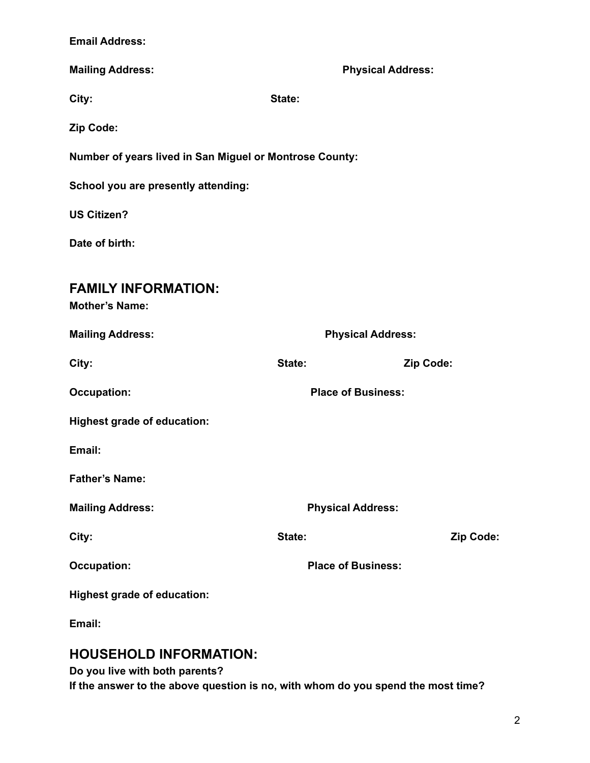**Email Address:**

**Mailing Address:** **Physical Address:**

**City:** **State:**

**Zip Code:**

**Number of years lived in San Miguel or Montrose County:**

**School you are presently attending:**

**US Citizen?**

**Date of birth:**

## FAMILY INFORMATION:

**Mother's Name:**

**Mailing Address:** **Physical Address:**

**City:** **State:** **Zip Code:**

**Occupation:** **Place of Business:**

**Highest grade of education:**

**Email:**

**Father's Name:**

**Mailing Address:** **Physical Address:**

**City:** **State:** **Zip Code:**

**Occupation:** **Place of Business:**

**Highest grade of education:**

**Email:**

## HOUSEHOLD INFORMATION:

**Do you live with both parents?**

**If the answer to the above question is no, with whom do you spend the most time?**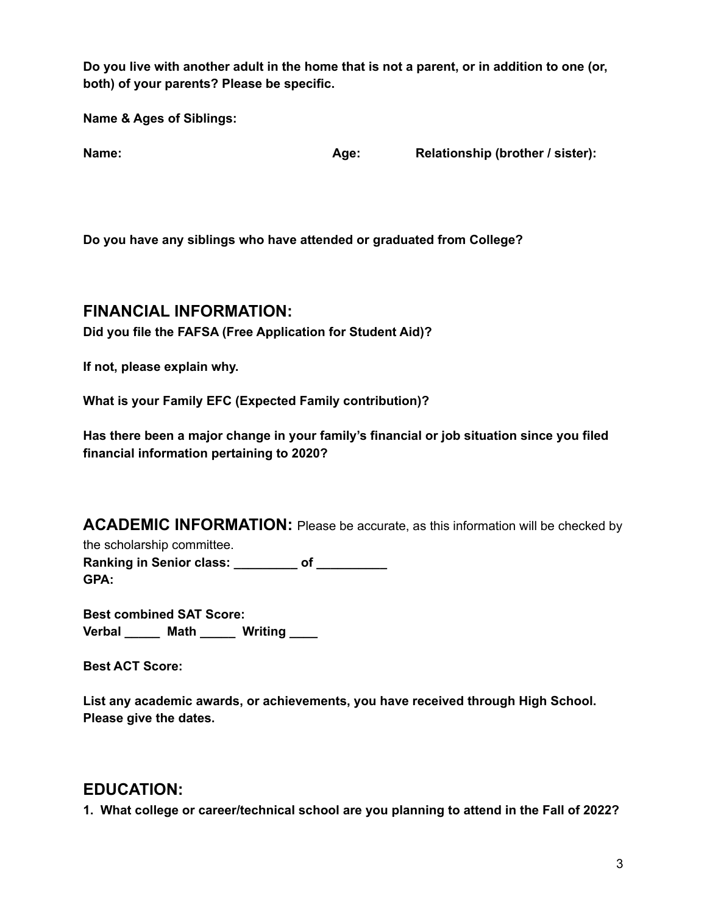**Do you live with another adult in the home that is not a parent, or in addition to one (or, both) of your parents? Please be specific.**

**Name & Ages of Siblings:**

**Name:** **Age:** **Relationship (brother / sister):**

**Do you have any siblings who have attended or graduated from College?**

## FINANCIAL INFORMATION:

**Did you file the FAFSA (Free Application for Student Aid)?**

**If not, please explain why.**

**What is your Family EFC (Expected Family contribution)?**

**Has there been a major change in your family's financial or job situation since you filed financial information pertaining to 2020?**

## ACADEMIC INFORMATION:

Please be accurate, as this information will be checked by the scholarship committee.

**Ranking in Senior class: _________ of __________**

**GPA:**

**Best combined SAT Score:**

**Verbal _____ Math _____ Writing ____**

**Best ACT Score:**

**List any academic awards, or achievements, you have received through High School. Please give the dates.**

## EDUCATION:

**1. What college or career/technical school are you planning to attend in the Fall of 2022?**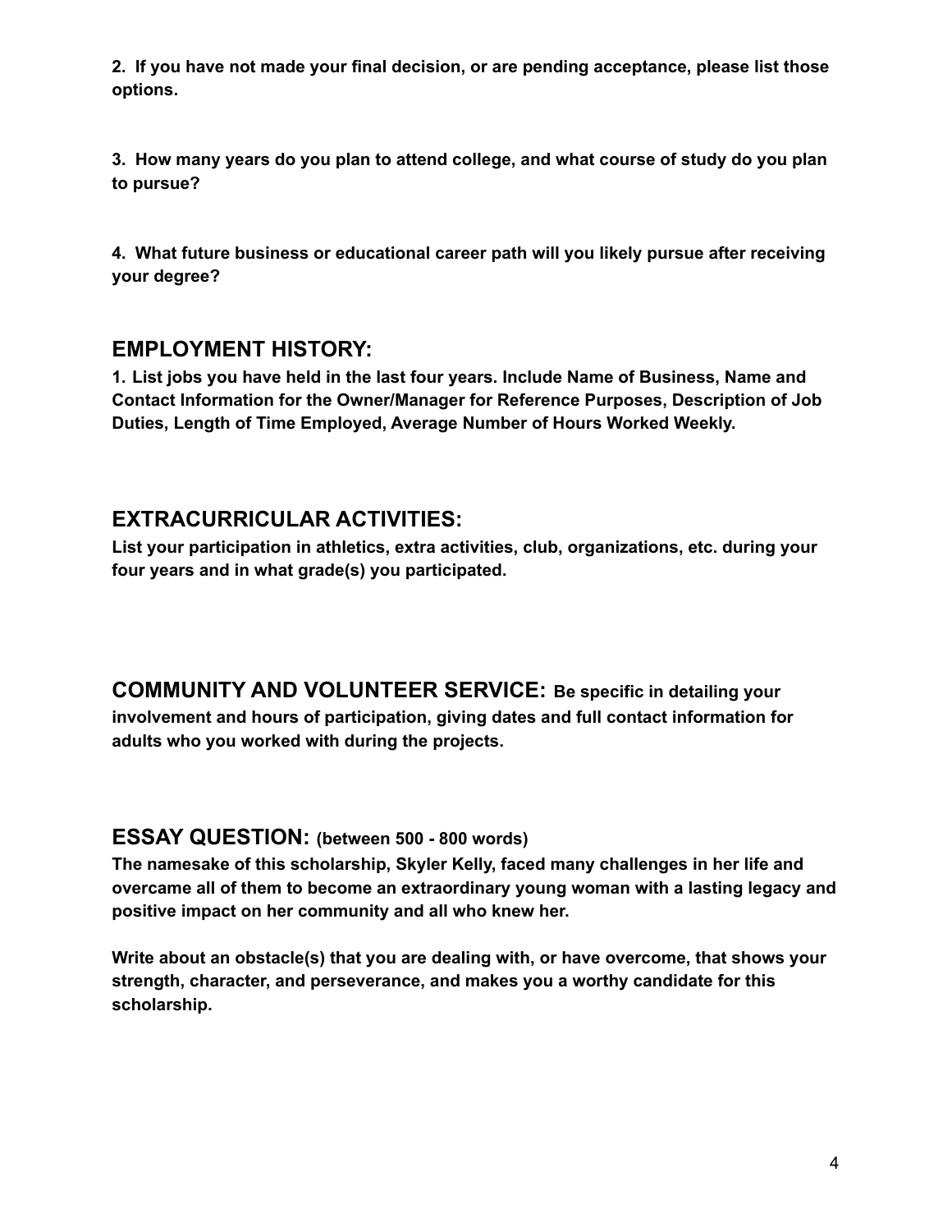**2. If you have not made your final decision, or are pending acceptance, please list those options.**

**3. How many years do you plan to attend college, and what course of study do you plan to pursue?**

**4. What future business or educational career path will you likely pursue after receiving your degree?**

## EMPLOYMENT HISTORY:

**1. List jobs you have held in the last four years. Include Name of Business, Name and Contact Information for the Owner/Manager for Reference Purposes, Description of Job Duties, Length of Time Employed, Average Number of Hours Worked Weekly.**

## EXTRACURRICULAR ACTIVITIES:

**List your participation in athletics, extra activities, club, organizations, etc. during your four years and in what grade(s) you participated.**

## COMMUNITY AND VOLUNTEER SERVICE: Be specific in detailing your involvement and hours of participation, giving dates and full contact information for adults who you worked with during the projects.

## ESSAY QUESTION: (between 500 - 800 words)

**The namesake of this scholarship, Skyler Kelly, faced many challenges in her life and overcame all of them to become an extraordinary young woman with a lasting legacy and positive impact on her community and all who knew her.**

**Write about an obstacle(s) that you are dealing with, or have overcome, that shows your strength, character, and perseverance, and makes you a worthy candidate for this scholarship.**